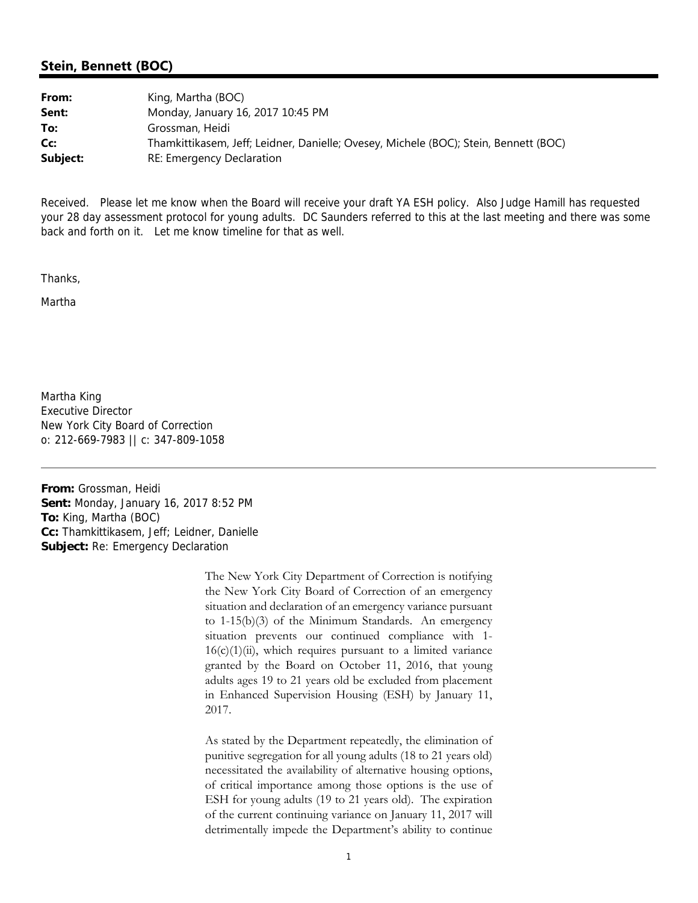## Stein, Bennett (BOC)

| | |
|---|---|
| **From:** | King, Martha (BOC) |
| **Sent:** | Monday, January 16, 2017 10:45 PM |
| **To:** | Grossman, Heidi |
| **Cc:** | Thamkittikasem, Jeff; Leidner, Danielle; Ovesey, Michele (BOC); Stein, Bennett (BOC) |
| **Subject:** | RE: Emergency Declaration |

Received. Please let me know when the Board will receive your draft YA ESH policy. Also Judge Hamill has requested your 28 day assessment protocol for young adults. DC Saunders referred to this at the last meeting and there was some back and forth on it. Let me know timeline for that as well.

Thanks,

Martha

Martha King
Executive Director
New York City Board of Correction
o: 212-669-7983 || c: 347-809-1058

---

**From:** Grossman, Heidi
**Sent:** Monday, January 16, 2017 8:52 PM
**To:** King, Martha (BOC)
**Cc:** Thamkittikasem, Jeff; Leidner, Danielle
**Subject:** Re: Emergency Declaration

The New York City Department of Correction is notifying the New York City Board of Correction of an emergency situation and declaration of an emergency variance pursuant to 1-15(b)(3) of the Minimum Standards. An emergency situation prevents our continued compliance with 1-16(c)(1)(ii), which requires pursuant to a limited variance granted by the Board on October 11, 2016, that young adults ages 19 to 21 years old be excluded from placement in Enhanced Supervision Housing (ESH) by January 11, 2017.

As stated by the Department repeatedly, the elimination of punitive segregation for all young adults (18 to 21 years old) necessitated the availability of alternative housing options, of critical importance among those options is the use of ESH for young adults (19 to 21 years old). The expiration of the current continuing variance on January 11, 2017 will detrimentally impede the Department's ability to continue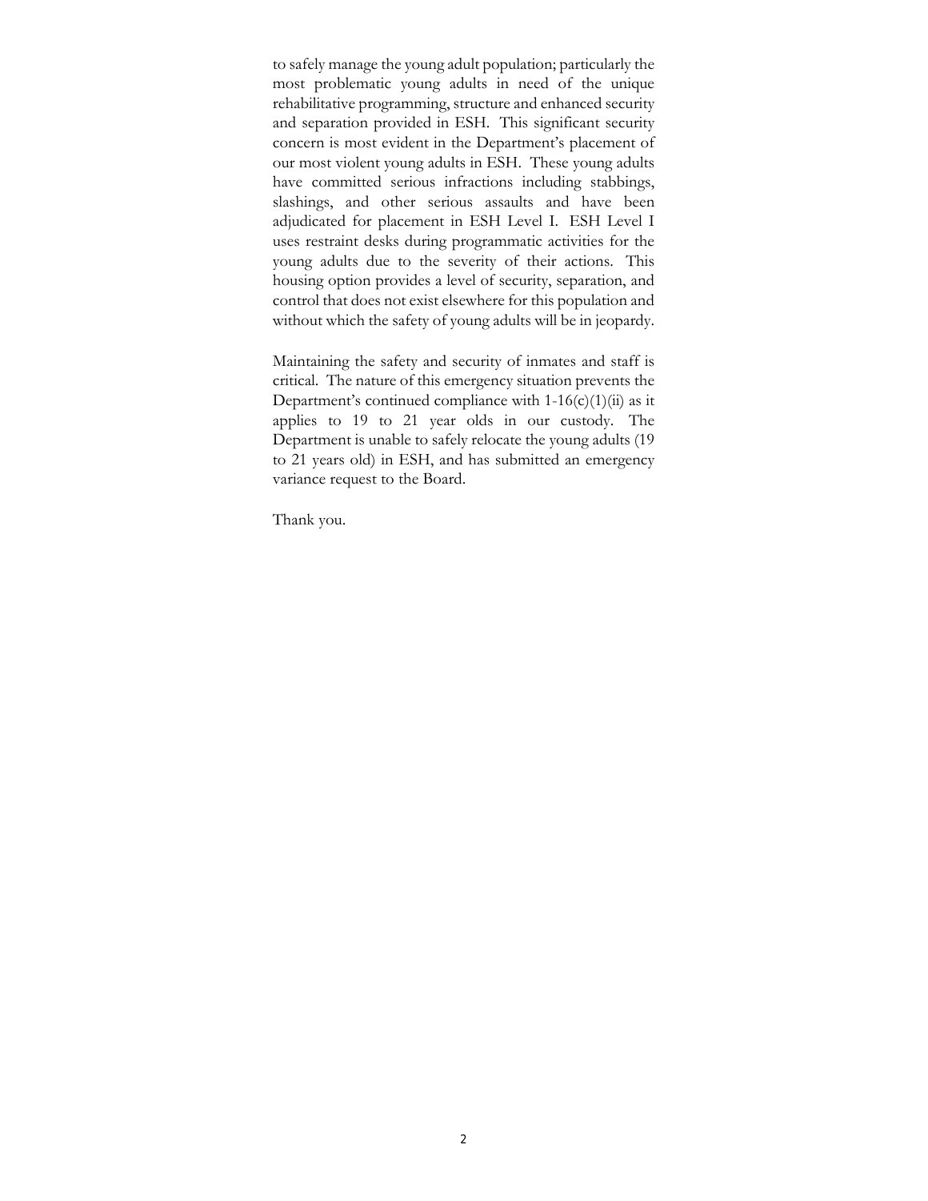to safely manage the young adult population; particularly the most problematic young adults in need of the unique rehabilitative programming, structure and enhanced security and separation provided in ESH. This significant security concern is most evident in the Department's placement of our most violent young adults in ESH. These young adults have committed serious infractions including stabbings, slashings, and other serious assaults and have been adjudicated for placement in ESH Level I. ESH Level I uses restraint desks during programmatic activities for the young adults due to the severity of their actions. This housing option provides a level of security, separation, and control that does not exist elsewhere for this population and without which the safety of young adults will be in jeopardy.

Maintaining the safety and security of inmates and staff is critical. The nature of this emergency situation prevents the Department's continued compliance with 1-16(c)(1)(ii) as it applies to 19 to 21 year olds in our custody. The Department is unable to safely relocate the young adults (19 to 21 years old) in ESH, and has submitted an emergency variance request to the Board.

Thank you.